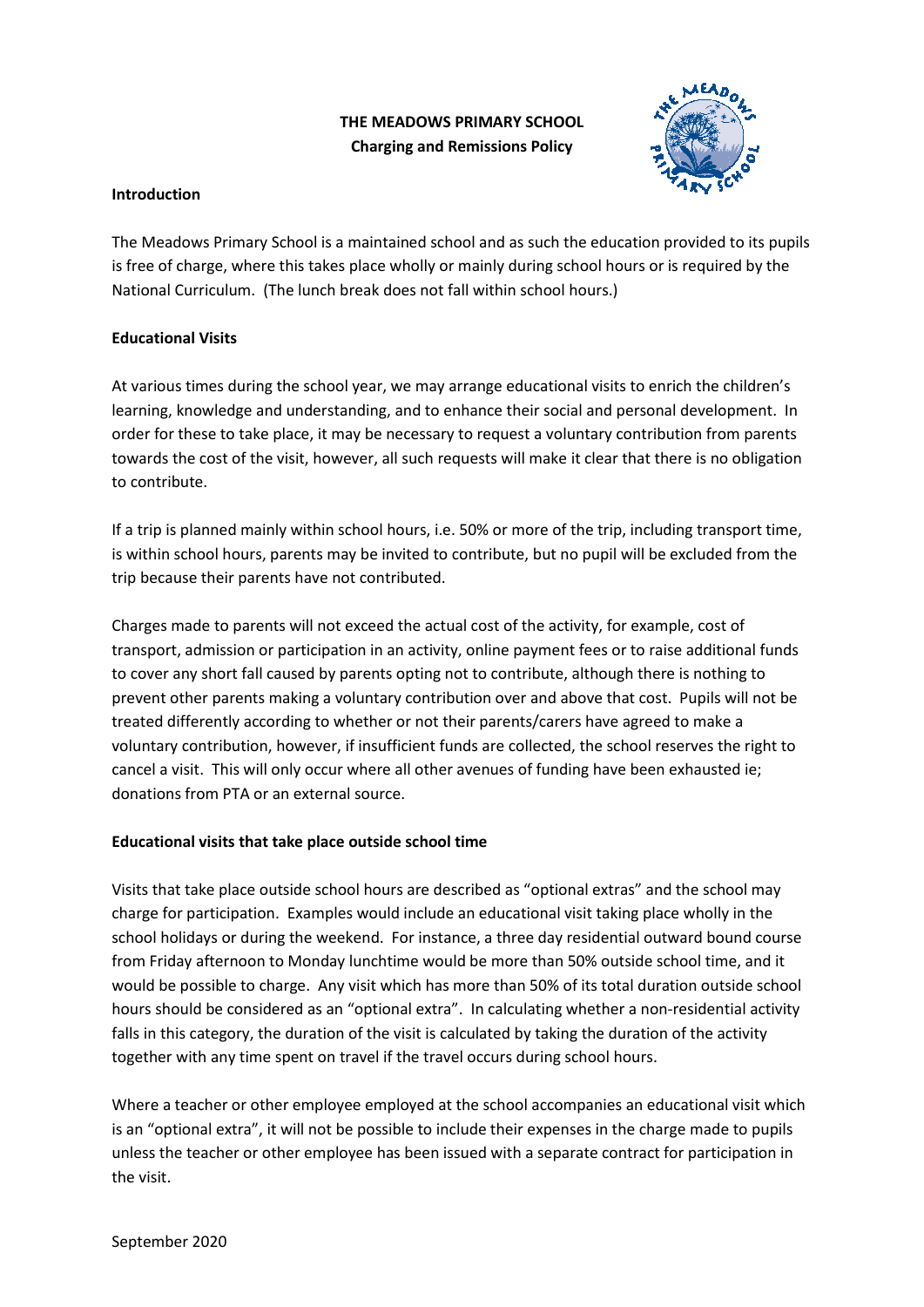# THE MEADOWS PRIMARY SCHOOL
## Charging and Remissions Policy

**Introduction**

The Meadows Primary School is a maintained school and as such the education provided to its pupils is free of charge, where this takes place wholly or mainly during school hours or is required by the National Curriculum. (The lunch break does not fall within school hours.)

**Educational Visits**

At various times during the school year, we may arrange educational visits to enrich the children's learning, knowledge and understanding, and to enhance their social and personal development. In order for these to take place, it may be necessary to request a voluntary contribution from parents towards the cost of the visit, however, all such requests will make it clear that there is no obligation to contribute.

If a trip is planned mainly within school hours, i.e. 50% or more of the trip, including transport time, is within school hours, parents may be invited to contribute, but no pupil will be excluded from the trip because their parents have not contributed.

Charges made to parents will not exceed the actual cost of the activity, for example, cost of transport, admission or participation in an activity, online payment fees or to raise additional funds to cover any short fall caused by parents opting not to contribute, although there is nothing to prevent other parents making a voluntary contribution over and above that cost. Pupils will not be treated differently according to whether or not their parents/carers have agreed to make a voluntary contribution, however, if insufficient funds are collected, the school reserves the right to cancel a visit. This will only occur where all other avenues of funding have been exhausted ie; donations from PTA or an external source.

**Educational visits that take place outside school time**

Visits that take place outside school hours are described as "optional extras" and the school may charge for participation. Examples would include an educational visit taking place wholly in the school holidays or during the weekend. For instance, a three day residential outward bound course from Friday afternoon to Monday lunchtime would be more than 50% outside school time, and it would be possible to charge. Any visit which has more than 50% of its total duration outside school hours should be considered as an "optional extra". In calculating whether a non-residential activity falls in this category, the duration of the visit is calculated by taking the duration of the activity together with any time spent on travel if the travel occurs during school hours.

Where a teacher or other employee employed at the school accompanies an educational visit which is an "optional extra", it will not be possible to include their expenses in the charge made to pupils unless the teacher or other employee has been issued with a separate contract for participation in the visit.

September 2020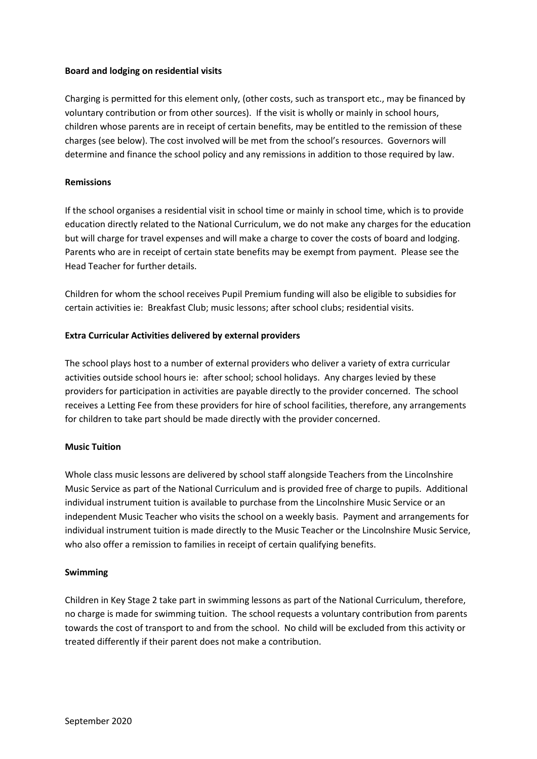**Board and lodging on residential visits**

Charging is permitted for this element only, (other costs, such as transport etc., may be financed by voluntary contribution or from other sources). If the visit is wholly or mainly in school hours, children whose parents are in receipt of certain benefits, may be entitled to the remission of these charges (see below). The cost involved will be met from the school's resources. Governors will determine and finance the school policy and any remissions in addition to those required by law.

**Remissions**

If the school organises a residential visit in school time or mainly in school time, which is to provide education directly related to the National Curriculum, we do not make any charges for the education but will charge for travel expenses and will make a charge to cover the costs of board and lodging. Parents who are in receipt of certain state benefits may be exempt from payment. Please see the Head Teacher for further details.

Children for whom the school receives Pupil Premium funding will also be eligible to subsidies for certain activities ie: Breakfast Club; music lessons; after school clubs; residential visits.

**Extra Curricular Activities delivered by external providers**

The school plays host to a number of external providers who deliver a variety of extra curricular activities outside school hours ie: after school; school holidays. Any charges levied by these providers for participation in activities are payable directly to the provider concerned. The school receives a Letting Fee from these providers for hire of school facilities, therefore, any arrangements for children to take part should be made directly with the provider concerned.

**Music Tuition**

Whole class music lessons are delivered by school staff alongside Teachers from the Lincolnshire Music Service as part of the National Curriculum and is provided free of charge to pupils. Additional individual instrument tuition is available to purchase from the Lincolnshire Music Service or an independent Music Teacher who visits the school on a weekly basis. Payment and arrangements for individual instrument tuition is made directly to the Music Teacher or the Lincolnshire Music Service, who also offer a remission to families in receipt of certain qualifying benefits.

**Swimming**

Children in Key Stage 2 take part in swimming lessons as part of the National Curriculum, therefore, no charge is made for swimming tuition. The school requests a voluntary contribution from parents towards the cost of transport to and from the school. No child will be excluded from this activity or treated differently if their parent does not make a contribution.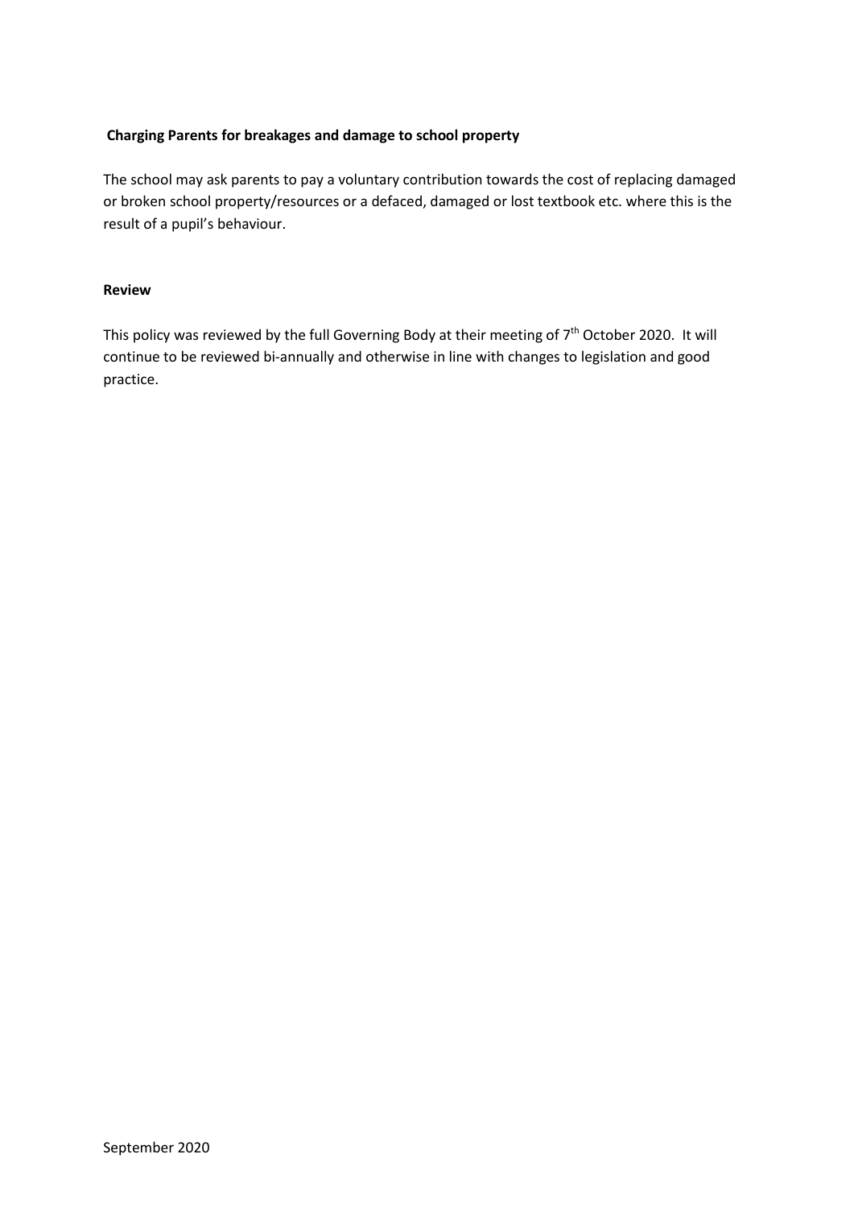**Charging Parents for breakages and damage to school property**

The school may ask parents to pay a voluntary contribution towards the cost of replacing damaged or broken school property/resources or a defaced, damaged or lost textbook etc. where this is the result of a pupil's behaviour.

**Review**

This policy was reviewed by the full Governing Body at their meeting of 7th October 2020. It will continue to be reviewed bi-annually and otherwise in line with changes to legislation and good practice.

September 2020